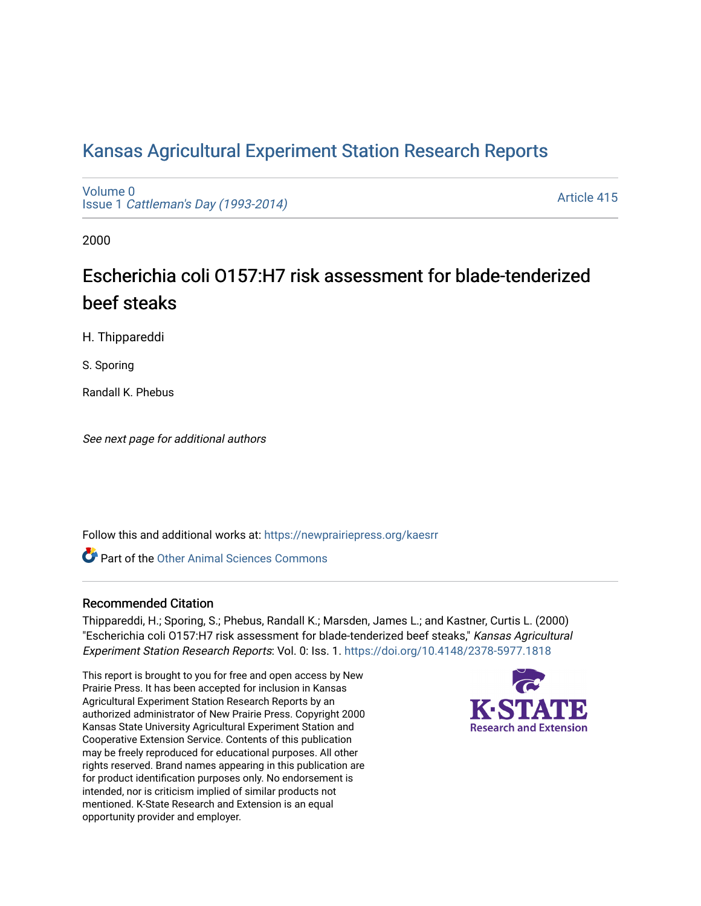# Kansas Agricultural Experiment Station Research Reports

Volume 0
Issue 1 *Cattleman's Day (1993-2014)*

Article 415

2000

## Escherichia coli O157:H7 risk assessment for blade-tenderized beef steaks

H. Thippareddi

S. Sporing

Randall K. Phebus

*See next page for additional authors*

Follow this and additional works at: https://newprairiepress.org/kaesrr

Part of the Other Animal Sciences Commons

### Recommended Citation

Thippareddi, H.; Sporing, S.; Phebus, Randall K.; Marsden, James L.; and Kastner, Curtis L. (2000) "Escherichia coli O157:H7 risk assessment for blade-tenderized beef steaks," *Kansas Agricultural Experiment Station Research Reports*: Vol. 0: Iss. 1. https://doi.org/10.4148/2378-5977.1818

This report is brought to you for free and open access by New Prairie Press. It has been accepted for inclusion in Kansas Agricultural Experiment Station Research Reports by an authorized administrator of New Prairie Press. Copyright 2000 Kansas State University Agricultural Experiment Station and Cooperative Extension Service. Contents of this publication may be freely reproduced for educational purposes. All other rights reserved. Brand names appearing in this publication are for product identification purposes only. No endorsement is intended, nor is criticism implied of similar products not mentioned. K-State Research and Extension is an equal opportunity provider and employer.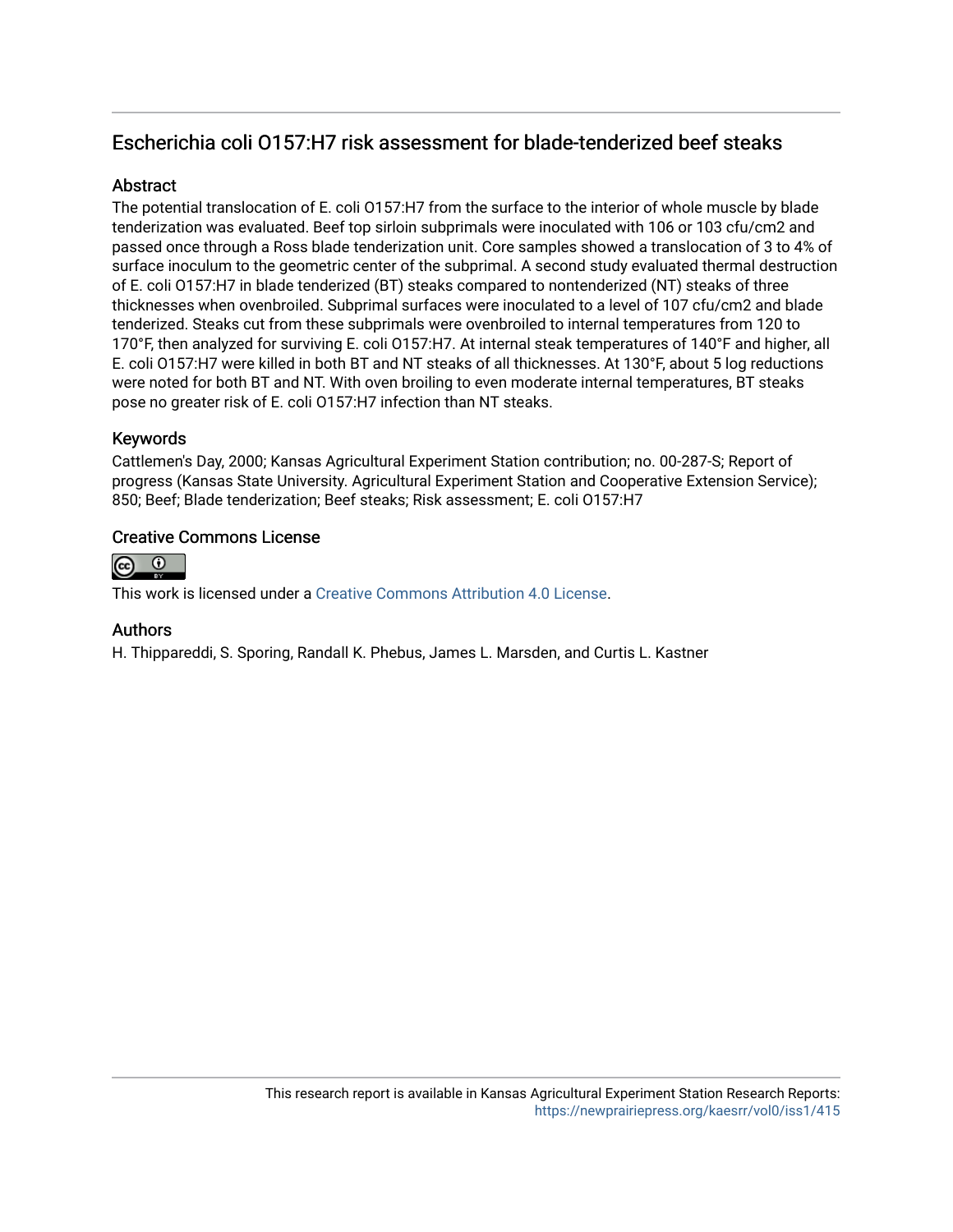## Escherichia coli O157:H7 risk assessment for blade-tenderized beef steaks

### Abstract

The potential translocation of E. coli O157:H7 from the surface to the interior of whole muscle by blade tenderization was evaluated. Beef top sirloin subprimals were inoculated with 106 or 103 cfu/cm2 and passed once through a Ross blade tenderization unit. Core samples showed a translocation of 3 to 4% of surface inoculum to the geometric center of the subprimal. A second study evaluated thermal destruction of E. coli O157:H7 in blade tenderized (BT) steaks compared to nontenderized (NT) steaks of three thicknesses when ovenbroiled. Subprimal surfaces were inoculated to a level of 107 cfu/cm2 and blade tenderized. Steaks cut from these subprimals were ovenbroiled to internal temperatures from 120 to 170°F, then analyzed for surviving E. coli O157:H7. At internal steak temperatures of 140°F and higher, all E. coli O157:H7 were killed in both BT and NT steaks of all thicknesses. At 130°F, about 5 log reductions were noted for both BT and NT. With oven broiling to even moderate internal temperatures, BT steaks pose no greater risk of E. coli O157:H7 infection than NT steaks.

### Keywords

Cattlemen's Day, 2000; Kansas Agricultural Experiment Station contribution; no. 00-287-S; Report of progress (Kansas State University. Agricultural Experiment Station and Cooperative Extension Service); 850; Beef; Blade tenderization; Beef steaks; Risk assessment; E. coli O157:H7

### Creative Commons License

This work is licensed under a Creative Commons Attribution 4.0 License.

### Authors

H. Thippareddi, S. Sporing, Randall K. Phebus, James L. Marsden, and Curtis L. Kastner

This research report is available in Kansas Agricultural Experiment Station Research Reports: https://newprairiepress.org/kaesrr/vol0/iss1/415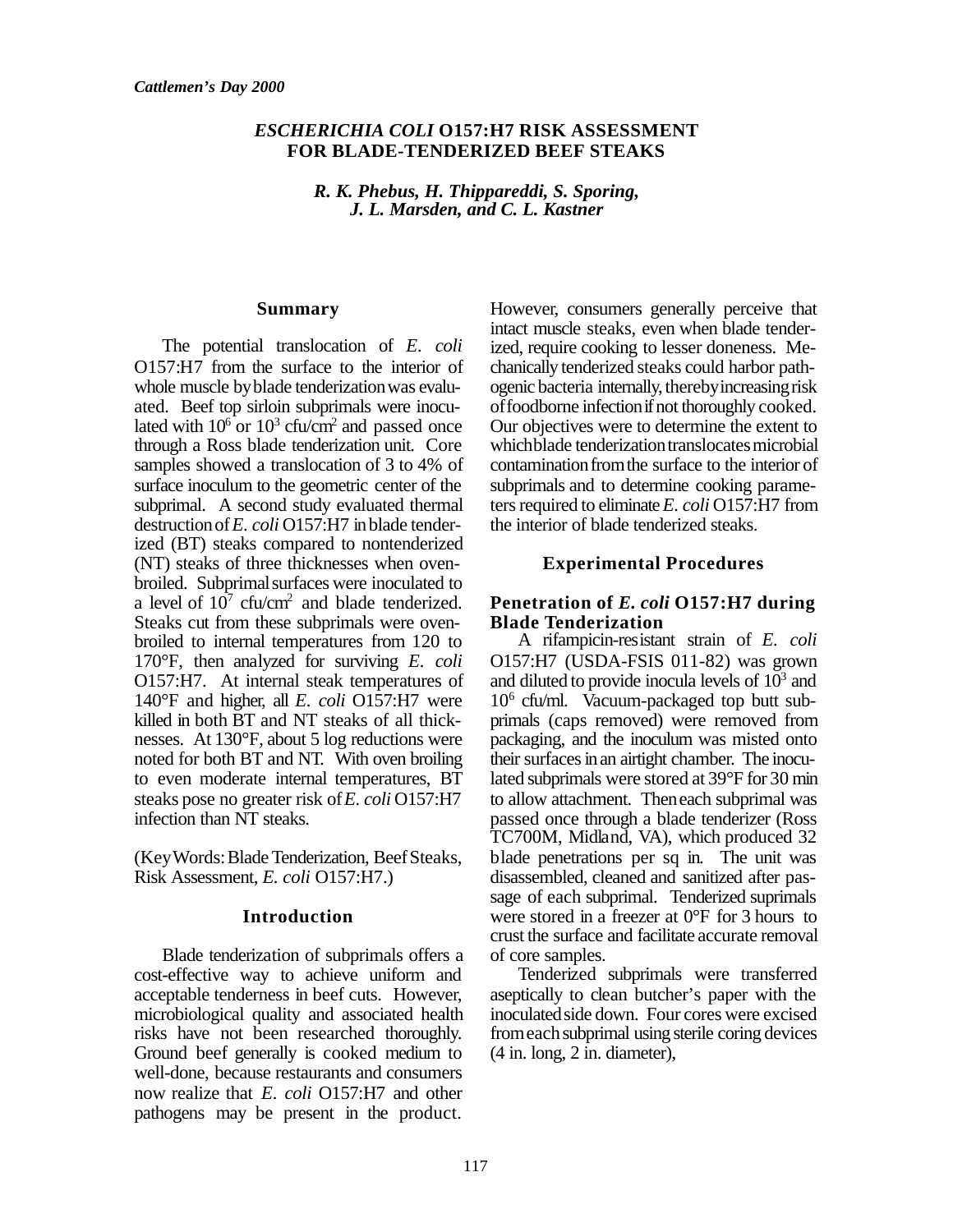*Cattlemen's Day 2000*

# *ESCHERICHIA COLI* O157:H7 RISK ASSESSMENT FOR BLADE-TENDERIZED BEEF STEAKS

***R. K. Phebus, H. Thippareddi, S. Sporing, J. L. Marsden, and C. L. Kastner***

## Summary

The potential translocation of *E. coli* O157:H7 from the surface to the interior of whole muscle by blade tenderization was evaluated. Beef top sirloin subprimals were inoculated with $10^6$ or $10^3$ cfu/cm$^2$ and passed once through a Ross blade tenderization unit. Core samples showed a translocation of 3 to 4% of surface inoculum to the geometric center of the subprimal. A second study evaluated thermal destruction of *E. coli* O157:H7 in blade tenderized (BT) steaks compared to nontenderized (NT) steaks of three thicknesses when oven-broiled. Subprimal surfaces were inoculated to a level of $10^7$ cfu/cm$^2$ and blade tenderized. Steaks cut from these subprimals were oven-broiled to internal temperatures from 120 to 170°F, then analyzed for surviving *E. coli* O157:H7. At internal steak temperatures of 140°F and higher, all *E. coli* O157:H7 were killed in both BT and NT steaks of all thicknesses. At 130°F, about 5 log reductions were noted for both BT and NT. With oven broiling to even moderate internal temperatures, BT steaks pose no greater risk of *E. coli* O157:H7 infection than NT steaks.

(Key Words: Blade Tenderization, Beef Steaks, Risk Assessment, *E. coli* O157:H7.)

## Introduction

Blade tenderization of subprimals offers a cost-effective way to achieve uniform and acceptable tenderness in beef cuts. However, microbiological quality and associated health risks have not been researched thoroughly. Ground beef generally is cooked medium to well-done, because restaurants and consumers now realize that *E. coli* O157:H7 and other pathogens may be present in the product. However, consumers generally perceive that intact muscle steaks, even when blade tenderized, require cooking to lesser doneness. Mechanically tenderized steaks could harbor pathogenic bacteria internally, thereby increasing risk of foodborne infection if not thoroughly cooked. Our objectives were to determine the extent to which blade tenderization translocates microbial contamination from the surface to the interior of subprimals and to determine cooking parameters required to eliminate *E. coli* O157:H7 from the interior of blade tenderized steaks.

## Experimental Procedures

### Penetration of *E. coli* O157:H7 during Blade Tenderization

A rifampicin-resistant strain of *E. coli* O157:H7 (USDA-FSIS 011-82) was grown and diluted to provide inocula levels of $10^3$ and $10^6$ cfu/ml. Vacuum-packaged top butt subprimals (caps removed) were removed from packaging, and the inoculum was misted onto their surfaces in an airtight chamber. The inoculated subprimals were stored at 39°F for 30 min to allow attachment. Then each subprimal was passed once through a blade tenderizer (Ross TC700M, Midland, VA), which produced 32 blade penetrations per sq in. The unit was disassembled, cleaned and sanitized after passage of each subprimal. Tenderized suprimals were stored in a freezer at 0°F for 3 hours to crust the surface and facilitate accurate removal of core samples.

Tenderized subprimals were transferred aseptically to clean butcher's paper with the inoculated side down. Four cores were excised from each subprimal using sterile coring devices (4 in. long, 2 in. diameter),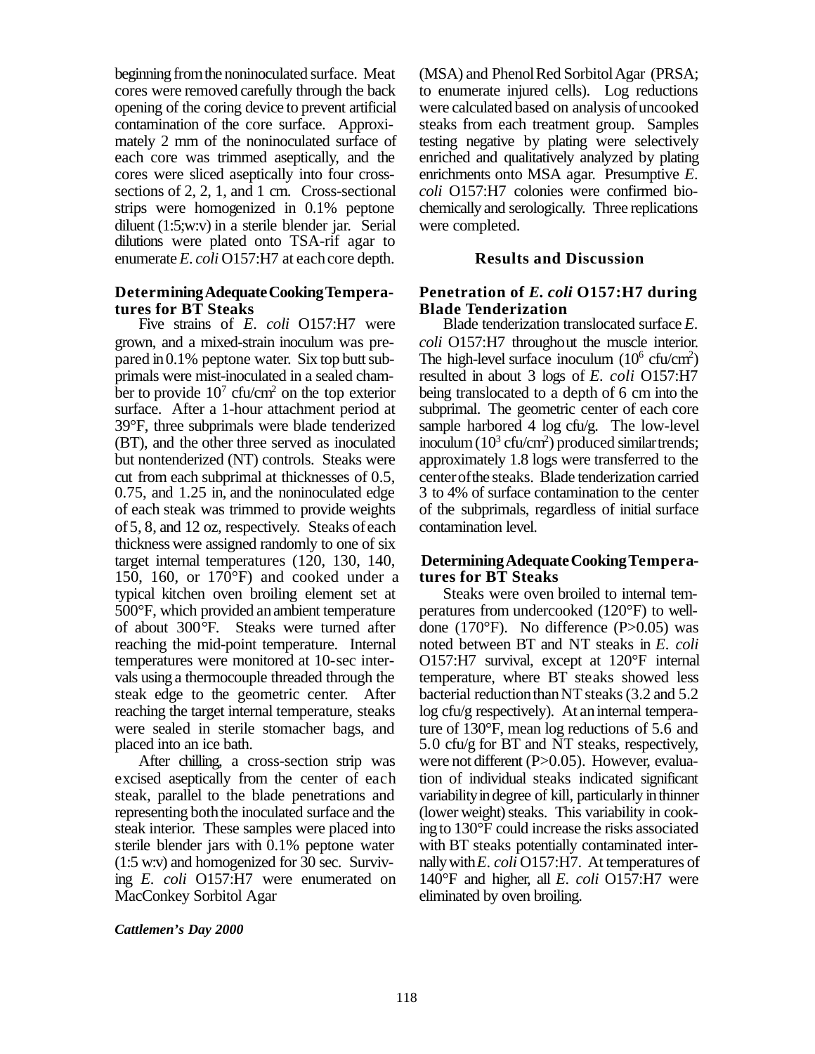beginning from the noninoculated surface. Meat cores were removed carefully through the back opening of the coring device to prevent artificial contamination of the core surface. Approximately 2 mm of the noninoculated surface of each core was trimmed aseptically, and the cores were sliced aseptically into four cross-sections of 2, 2, 1, and 1 cm. Cross-sectional strips were homogenized in 0.1% peptone diluent (1:5;w:v) in a sterile blender jar. Serial dilutions were plated onto TSA-rif agar to enumerate *E. coli* O157:H7 at each core depth.

### Determining Adequate Cooking Temperatures for BT Steaks

Five strains of *E. coli* O157:H7 were grown, and a mixed-strain inoculum was prepared in 0.1% peptone water. Six top butt subprimals were mist-inoculated in a sealed chamber to provide $10^7$ cfu/cm$^2$ on the top exterior surface. After a 1-hour attachment period at 39°F, three subprimals were blade tenderized (BT), and the other three served as inoculated but nontenderized (NT) controls. Steaks were cut from each subprimal at thicknesses of 0.5, 0.75, and 1.25 in, and the noninoculated edge of each steak was trimmed to provide weights of 5, 8, and 12 oz, respectively. Steaks of each thickness were assigned randomly to one of six target internal temperatures (120, 130, 140, 150, 160, or 170°F) and cooked under a typical kitchen oven broiling element set at 500°F, which provided an ambient temperature of about 300°F. Steaks were turned after reaching the mid-point temperature. Internal temperatures were monitored at 10-sec intervals using a thermocouple threaded through the steak edge to the geometric center. After reaching the target internal temperature, steaks were sealed in sterile stomacher bags, and placed into an ice bath.

After chilling, a cross-section strip was excised aseptically from the center of each steak, parallel to the blade penetrations and representing both the inoculated surface and the steak interior. These samples were placed into sterile blender jars with 0.1% peptone water (1:5 w:v) and homogenized for 30 sec. Surviving *E. coli* O157:H7 were enumerated on MacConkey Sorbitol Agar (MSA) and Phenol Red Sorbitol Agar (PRSA; to enumerate injured cells). Log reductions were calculated based on analysis of uncooked steaks from each treatment group. Samples testing negative by plating were selectively enriched and qualitatively analyzed by plating enrichments onto MSA agar. Presumptive *E. coli* O157:H7 colonies were confirmed biochemically and serologically. Three replications were completed.

## Results and Discussion

### Penetration of *E. coli* O157:H7 during Blade Tenderization

Blade tenderization translocated surface *E. coli* O157:H7 throughout the muscle interior. The high-level surface inoculum ($10^6$ cfu/cm$^2$) resulted in about 3 logs of *E. coli* O157:H7 being translocated to a depth of 6 cm into the subprimal. The geometric center of each core sample harbored 4 log cfu/g. The low-level inoculum ($10^3$ cfu/cm$^2$) produced similar trends; approximately 1.8 logs were transferred to the center of the steaks. Blade tenderization carried 3 to 4% of surface contamination to the center of the subprimals, regardless of initial surface contamination level.

### Determining Adequate Cooking Temperatures for BT Steaks

Steaks were oven broiled to internal temperatures from undercooked (120°F) to well-done (170°F). No difference ($P>0.05$) was noted between BT and NT steaks in *E. coli* O157:H7 survival, except at 120°F internal temperature, where BT steaks showed less bacterial reduction than NT steaks (3.2 and 5.2 log cfu/g respectively). At an internal temperature of 130°F, mean log reductions of 5.6 and 5.0 cfu/g for BT and NT steaks, respectively, were not different ($P>0.05$). However, evaluation of individual steaks indicated significant variability in degree of kill, particularly in thinner (lower weight) steaks. This variability in cooking to 130°F could increase the risks associated with BT steaks potentially contaminated internally with *E. coli* O157:H7. At temperatures of 140°F and higher, all *E. coli* O157:H7 were eliminated by oven broiling.